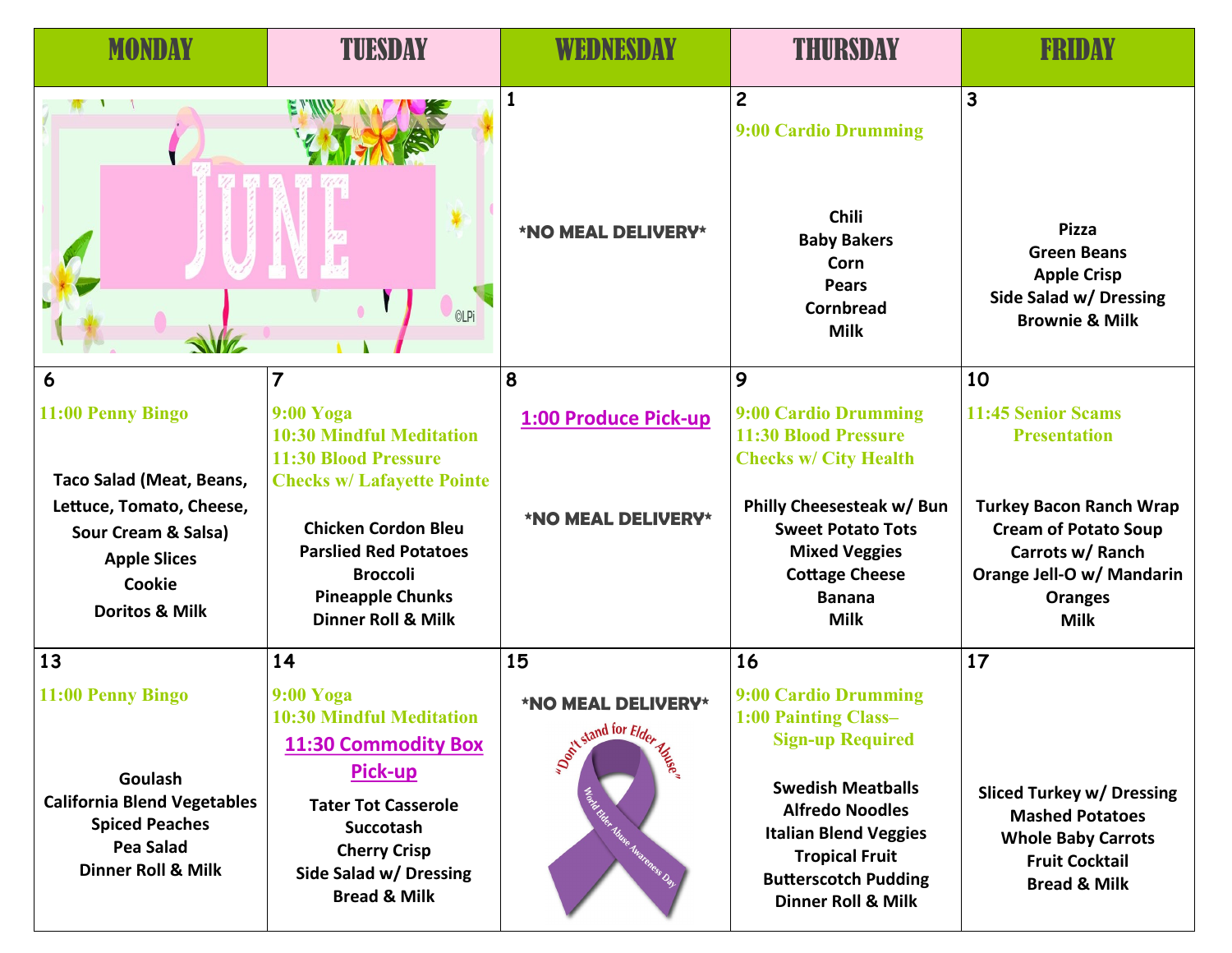| MONDAY | TUESDAY | WEDNESDAY | THURSDAY | FRIDAY |
|---|---|---|---|---|
| JUNE ©LPi | | 1<br><br>*NO MEAL DELIVERY* | 2<br>9:00 Cardio Drumming<br><br>Chili<br>Baby Bakers<br>Corn<br>Pears<br>Cornbread<br>Milk | 3<br><br>Pizza<br>Green Beans<br>Apple Crisp<br>Side Salad w/ Dressing<br>Brownie & Milk |
| 6<br>11:00 Penny Bingo<br><br>Taco Salad (Meat, Beans, Lettuce, Tomato, Cheese, Sour Cream & Salsa)<br>Apple Slices<br>Cookie<br>Doritos & Milk | 7<br>9:00 Yoga<br>10:30 Mindful Meditation<br>11:30 Blood Pressure Checks w/ Lafayette Pointe<br><br>Chicken Cordon Bleu<br>Parslied Red Potatoes<br>Broccoli<br>Pineapple Chunks<br>Dinner Roll & Milk | 8<br>1:00 Produce Pick-up<br><br>*NO MEAL DELIVERY* | 9<br>9:00 Cardio Drumming<br>11:30 Blood Pressure Checks w/ City Health<br><br>Philly Cheesesteak w/ Bun<br>Sweet Potato Tots<br>Mixed Veggies<br>Cottage Cheese<br>Banana<br>Milk | 10<br>11:45 Senior Scams Presentation<br><br>Turkey Bacon Ranch Wrap<br>Cream of Potato Soup<br>Carrots w/ Ranch<br>Orange Jell-O w/ Mandarin Oranges<br>Milk |
| 13<br>11:00 Penny Bingo<br><br>Goulash<br>California Blend Vegetables<br>Spiced Peaches<br>Pea Salad<br>Dinner Roll & Milk | 14<br>9:00 Yoga<br>10:30 Mindful Meditation<br>11:30 Commodity Box Pick-up<br><br>Tater Tot Casserole<br>Succotash<br>Cherry Crisp<br>Side Salad w/ Dressing<br>Bread & Milk | 15<br>*NO MEAL DELIVERY*<br>"Don't stand for Elder Abuse"<br>World Elder Abuse Awareness Day | 16<br>9:00 Cardio Drumming<br>1:00 Painting Class– Sign-up Required<br><br>Swedish Meatballs<br>Alfredo Noodles<br>Italian Blend Veggies<br>Tropical Fruit<br>Butterscotch Pudding<br>Dinner Roll & Milk | 17<br><br>Sliced Turkey w/ Dressing<br>Mashed Potatoes<br>Whole Baby Carrots<br>Fruit Cocktail<br>Bread & Milk |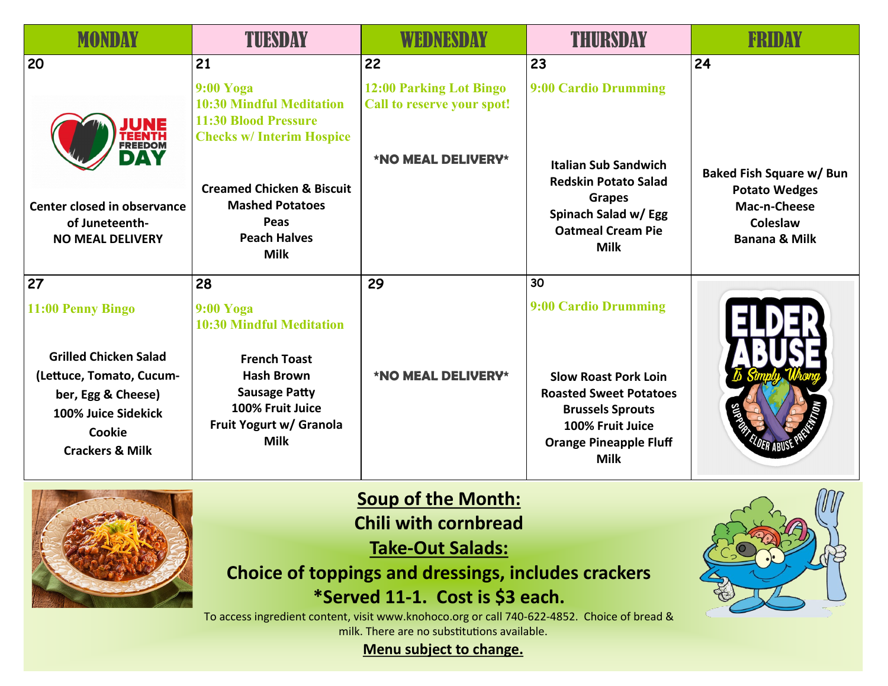| MONDAY | TUESDAY | WEDNESDAY | THURSDAY | FRIDAY |
|---|---|---|---|---|
| 20<br><br>JUNETEENTH FREEDOM DAY<br><br>**Center closed in observance of Juneteenth- NO MEAL DELIVERY** | 21<br><br>9:00 Yoga<br>10:30 Mindful Meditation<br>11:30 Blood Pressure Checks w/ Interim Hospice<br><br>**Creamed Chicken & Biscuit**<br>**Mashed Potatoes**<br>**Peas**<br>**Peach Halves**<br>**Milk** | 22<br><br>12:00 Parking Lot Bingo<br>Call to reserve your spot!<br><br>**\*NO MEAL DELIVERY\*** | 23<br><br>9:00 Cardio Drumming<br><br>**Italian Sub Sandwich**<br>**Redskin Potato Salad**<br>**Grapes**<br>**Spinach Salad w/ Egg**<br>**Oatmeal Cream Pie**<br>**Milk** | 24<br><br>**Baked Fish Square w/ Bun**<br>**Potato Wedges**<br>**Mac-n-Cheese**<br>**Coleslaw**<br>**Banana & Milk** |
| 27<br><br>11:00 Penny Bingo<br><br>**Grilled Chicken Salad (Lettuce, Tomato, Cucumber, Egg & Cheese)**<br>**100% Juice Sidekick**<br>**Cookie**<br>**Crackers & Milk** | 28<br><br>9:00 Yoga<br>10:30 Mindful Meditation<br><br>**French Toast**<br>**Hash Brown**<br>**Sausage Patty**<br>**100% Fruit Juice**<br>**Fruit Yogurt w/ Granola**<br>**Milk** | 29<br><br>**\*NO MEAL DELIVERY\*** | 30<br><br>9:00 Cardio Drumming<br><br>**Slow Roast Pork Loin**<br>**Roasted Sweet Potatoes**<br>**Brussels Sprouts**<br>**100% Fruit Juice**<br>**Orange Pineapple Fluff**<br>**Milk** | ELDER ABUSE Is Simply Wrong<br>SUPPORT ELDER ABUSE PREVENTION |

**Soup of the Month:**

**Chili with cornbread**

**Take-Out Salads:**

**Choice of toppings and dressings, includes crackers**

**\*Served 11-1. Cost is $3 each.**

To access ingredient content, visit www.knohoco.org or call 740-622-4852. Choice of bread & milk. There are no substitutions available.

**Menu subject to change.**